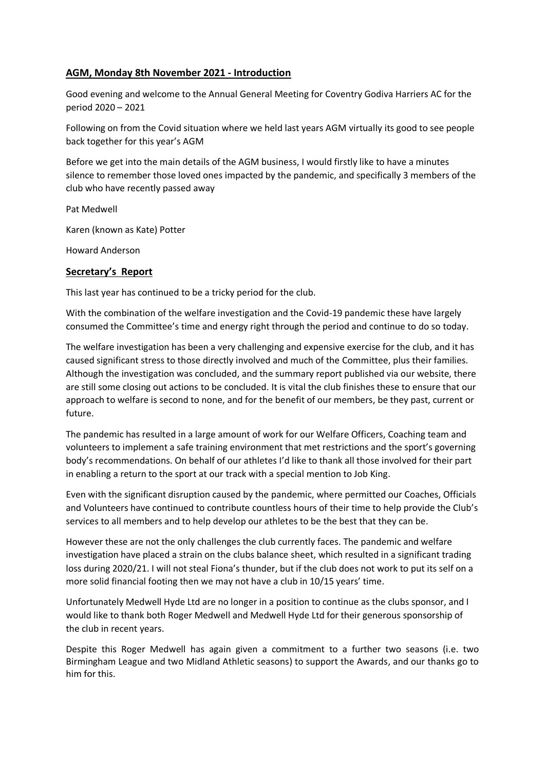## AGM, Monday 8th November 2021 - Introduction

Good evening and welcome to the Annual General Meeting for Coventry Godiva Harriers AC for the period 2020 – 2021

Following on from the Covid situation where we held last years AGM virtually its good to see people back together for this year's AGM

Before we get into the main details of the AGM business, I would firstly like to have a minutes silence to remember those loved ones impacted by the pandemic, and specifically 3 members of the club who have recently passed away

Pat Medwell

Karen (known as Kate) Potter

Howard Anderson

## Secretary's Report

This last year has continued to be a tricky period for the club.

With the combination of the welfare investigation and the Covid-19 pandemic these have largely consumed the Committee's time and energy right through the period and continue to do so today.

The welfare investigation has been a very challenging and expensive exercise for the club, and it has caused significant stress to those directly involved and much of the Committee, plus their families. Although the investigation was concluded, and the summary report published via our website, there are still some closing out actions to be concluded. It is vital the club finishes these to ensure that our approach to welfare is second to none, and for the benefit of our members, be they past, current or future.

The pandemic has resulted in a large amount of work for our Welfare Officers, Coaching team and volunteers to implement a safe training environment that met restrictions and the sport's governing body's recommendations. On behalf of our athletes I'd like to thank all those involved for their part in enabling a return to the sport at our track with a special mention to Job King.

Even with the significant disruption caused by the pandemic, where permitted our Coaches, Officials and Volunteers have continued to contribute countless hours of their time to help provide the Club's services to all members and to help develop our athletes to be the best that they can be.

However these are not the only challenges the club currently faces. The pandemic and welfare investigation have placed a strain on the clubs balance sheet, which resulted in a significant trading loss during 2020/21. I will not steal Fiona's thunder, but if the club does not work to put its self on a more solid financial footing then we may not have a club in 10/15 years' time.

Unfortunately Medwell Hyde Ltd are no longer in a position to continue as the clubs sponsor, and I would like to thank both Roger Medwell and Medwell Hyde Ltd for their generous sponsorship of the club in recent years.

Despite this Roger Medwell has again given a commitment to a further two seasons (i.e. two Birmingham League and two Midland Athletic seasons) to support the Awards, and our thanks go to him for this.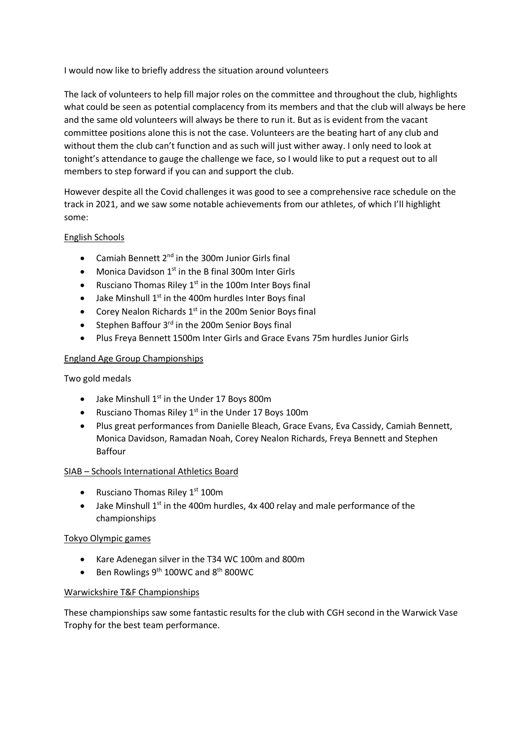I would now like to briefly address the situation around volunteers

The lack of volunteers to help fill major roles on the committee and throughout the club, highlights what could be seen as potential complacency from its members and that the club will always be here and the same old volunteers will always be there to run it. But as is evident from the vacant committee positions alone this is not the case. Volunteers are the beating hart of any club and without them the club can't function and as such will just wither away. I only need to look at tonight's attendance to gauge the challenge we face, so I would like to put a request out to all members to step forward if you can and support the club.

However despite all the Covid challenges it was good to see a comprehensive race schedule on the track in 2021, and we saw some notable achievements from our athletes, of which I'll highlight some:

<u>English Schools</u>

- Camiah Bennett 2nd in the 300m Junior Girls final
- Monica Davidson 1st in the B final 300m Inter Girls
- Rusciano Thomas Riley 1st in the 100m Inter Boys final
- Jake Minshull 1st in the 400m hurdles Inter Boys final
- Corey Nealon Richards 1st in the 200m Senior Boys final
- Stephen Baffour 3rd in the 200m Senior Boys final
- Plus Freya Bennett 1500m Inter Girls and Grace Evans 75m hurdles Junior Girls

<u>England Age Group Championships</u>

Two gold medals

- Jake Minshull 1st in the Under 17 Boys 800m
- Rusciano Thomas Riley 1st in the Under 17 Boys 100m
- Plus great performances from Danielle Bleach, Grace Evans, Eva Cassidy, Camiah Bennett, Monica Davidson, Ramadan Noah, Corey Nealon Richards, Freya Bennett and Stephen Baffour

<u>SIAB – Schools International Athletics Board</u>

- Rusciano Thomas Riley 1st 100m
- Jake Minshull 1st in the 400m hurdles, 4x 400 relay and male performance of the championships

<u>Tokyo Olympic games</u>

- Kare Adenegan silver in the T34 WC 100m and 800m
- Ben Rowlings 9th 100WC and 8th 800WC

<u>Warwickshire T&F Championships</u>

These championships saw some fantastic results for the club with CGH second in the Warwick Vase Trophy for the best team performance.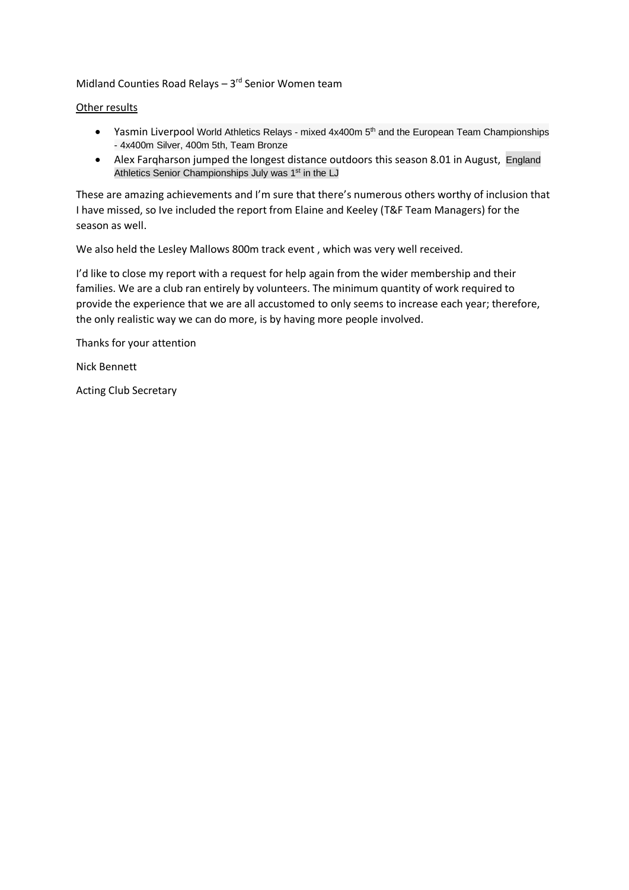Midland Counties Road Relays – 3rd Senior Women team

<u>Other results</u>

- Yasmin Liverpool World Athletics Relays - mixed 4x400m 5th and the European Team Championships - 4x400m Silver, 400m 5th, Team Bronze
- Alex Farqharson jumped the longest distance outdoors this season 8.01 in August, England Athletics Senior Championships July was 1st in the LJ

These are amazing achievements and I'm sure that there's numerous others worthy of inclusion that I have missed, so Ive included the report from Elaine and Keeley (T&F Team Managers) for the season as well.

We also held the Lesley Mallows 800m track event , which was very well received.

I'd like to close my report with a request for help again from the wider membership and their families. We are a club ran entirely by volunteers. The minimum quantity of work required to provide the experience that we are all accustomed to only seems to increase each year; therefore, the only realistic way we can do more, is by having more people involved.

Thanks for your attention

Nick Bennett

Acting Club Secretary